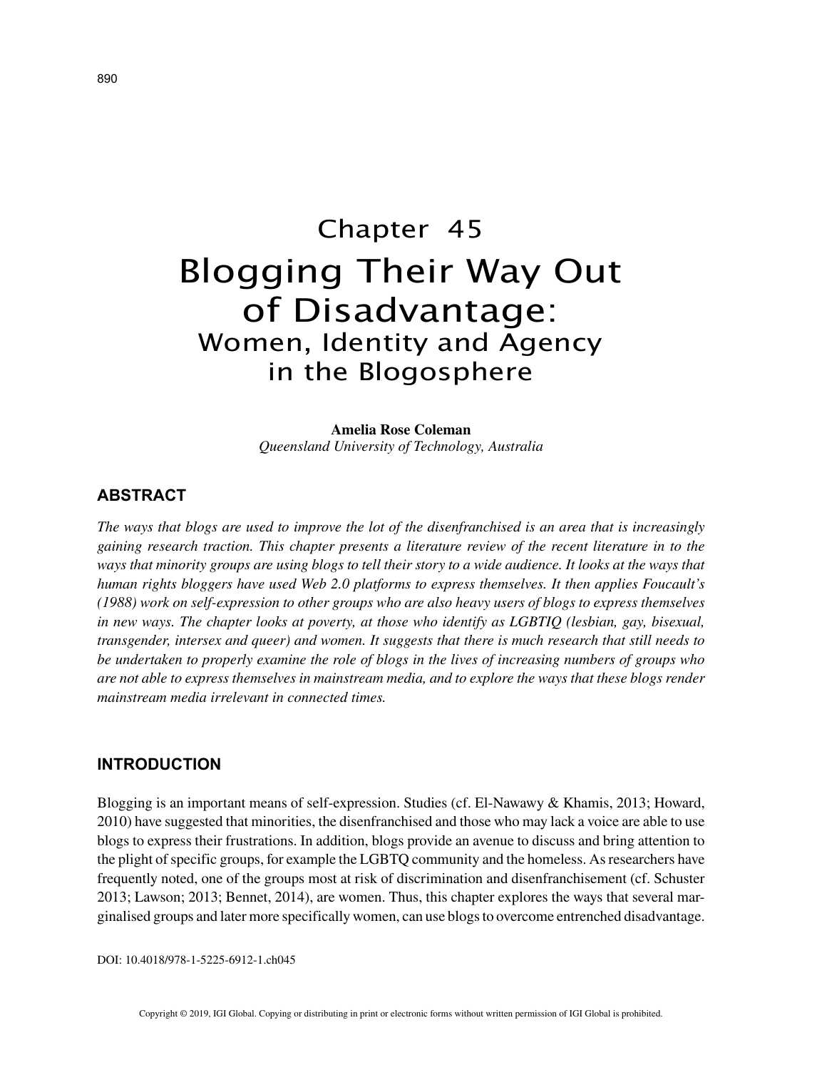# Chapter 45

# Blogging Their Way Out of Disadvantage: Women, Identity and Agency in the Blogosphere

**Amelia Rose Coleman**
*Queensland University of Technology, Australia*

## ABSTRACT

*The ways that blogs are used to improve the lot of the disenfranchised is an area that is increasingly gaining research traction. This chapter presents a literature review of the recent literature in to the ways that minority groups are using blogs to tell their story to a wide audience. It looks at the ways that human rights bloggers have used Web 2.0 platforms to express themselves. It then applies Foucault's (1988) work on self-expression to other groups who are also heavy users of blogs to express themselves in new ways. The chapter looks at poverty, at those who identify as LGBTIQ (lesbian, gay, bisexual, transgender, intersex and queer) and women. It suggests that there is much research that still needs to be undertaken to properly examine the role of blogs in the lives of increasing numbers of groups who are not able to express themselves in mainstream media, and to explore the ways that these blogs render mainstream media irrelevant in connected times.*

## INTRODUCTION

Blogging is an important means of self-expression. Studies (cf. El-Nawawy & Khamis, 2013; Howard, 2010) have suggested that minorities, the disenfranchised and those who may lack a voice are able to use blogs to express their frustrations. In addition, blogs provide an avenue to discuss and bring attention to the plight of specific groups, for example the LGBTQ community and the homeless. As researchers have frequently noted, one of the groups most at risk of discrimination and disenfranchisement (cf. Schuster 2013; Lawson; 2013; Bennet, 2014), are women. Thus, this chapter explores the ways that several marginalised groups and later more specifically women, can use blogs to overcome entrenched disadvantage.

DOI: 10.4018/978-1-5225-6912-1.ch045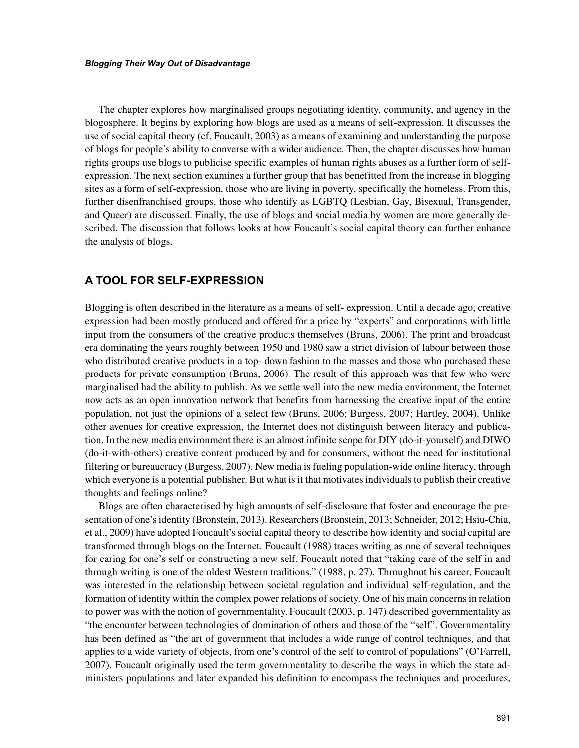The chapter explores how marginalised groups negotiating identity, community, and agency in the blogosphere. It begins by exploring how blogs are used as a means of self-expression. It discusses the use of social capital theory (cf. Foucault, 2003) as a means of examining and understanding the purpose of blogs for people's ability to converse with a wider audience. Then, the chapter discusses how human rights groups use blogs to publicise specific examples of human rights abuses as a further form of self-expression. The next section examines a further group that has benefitted from the increase in blogging sites as a form of self-expression, those who are living in poverty, specifically the homeless. From this, further disenfranchised groups, those who identify as LGBTQ (Lesbian, Gay, Bisexual, Transgender, and Queer) are discussed. Finally, the use of blogs and social media by women are more generally described. The discussion that follows looks at how Foucault's social capital theory can further enhance the analysis of blogs.

## A TOOL FOR SELF-EXPRESSION

Blogging is often described in the literature as a means of self- expression. Until a decade ago, creative expression had been mostly produced and offered for a price by "experts" and corporations with little input from the consumers of the creative products themselves (Bruns, 2006). The print and broadcast era dominating the years roughly between 1950 and 1980 saw a strict division of labour between those who distributed creative products in a top- down fashion to the masses and those who purchased these products for private consumption (Bruns, 2006). The result of this approach was that few who were marginalised had the ability to publish. As we settle well into the new media environment, the Internet now acts as an open innovation network that benefits from harnessing the creative input of the entire population, not just the opinions of a select few (Bruns, 2006; Burgess, 2007; Hartley, 2004). Unlike other avenues for creative expression, the Internet does not distinguish between literacy and publication. In the new media environment there is an almost infinite scope for DIY (do-it-yourself) and DIWO (do-it-with-others) creative content produced by and for consumers, without the need for institutional filtering or bureaucracy (Burgess, 2007). New media is fueling population-wide online literacy, through which everyone is a potential publisher. But what is it that motivates individuals to publish their creative thoughts and feelings online?

Blogs are often characterised by high amounts of self-disclosure that foster and encourage the presentation of one's identity (Bronstein, 2013). Researchers (Bronstein, 2013; Schneider, 2012; Hsiu-Chia, et al., 2009) have adopted Foucault's social capital theory to describe how identity and social capital are transformed through blogs on the Internet. Foucault (1988) traces writing as one of several techniques for caring for one's self or constructing a new self. Foucault noted that "taking care of the self in and through writing is one of the oldest Western traditions," (1988, p. 27). Throughout his career, Foucault was interested in the relationship between societal regulation and individual self-regulation, and the formation of identity within the complex power relations of society. One of his main concerns in relation to power was with the notion of governmentality. Foucault (2003, p. 147) described governmentality as "the encounter between technologies of domination of others and those of the "self". Governmentality has been defined as "the art of government that includes a wide range of control techniques, and that applies to a wide variety of objects, from one's control of the self to control of populations" (O'Farrell, 2007). Foucault originally used the term governmentality to describe the ways in which the state administers populations and later expanded his definition to encompass the techniques and procedures,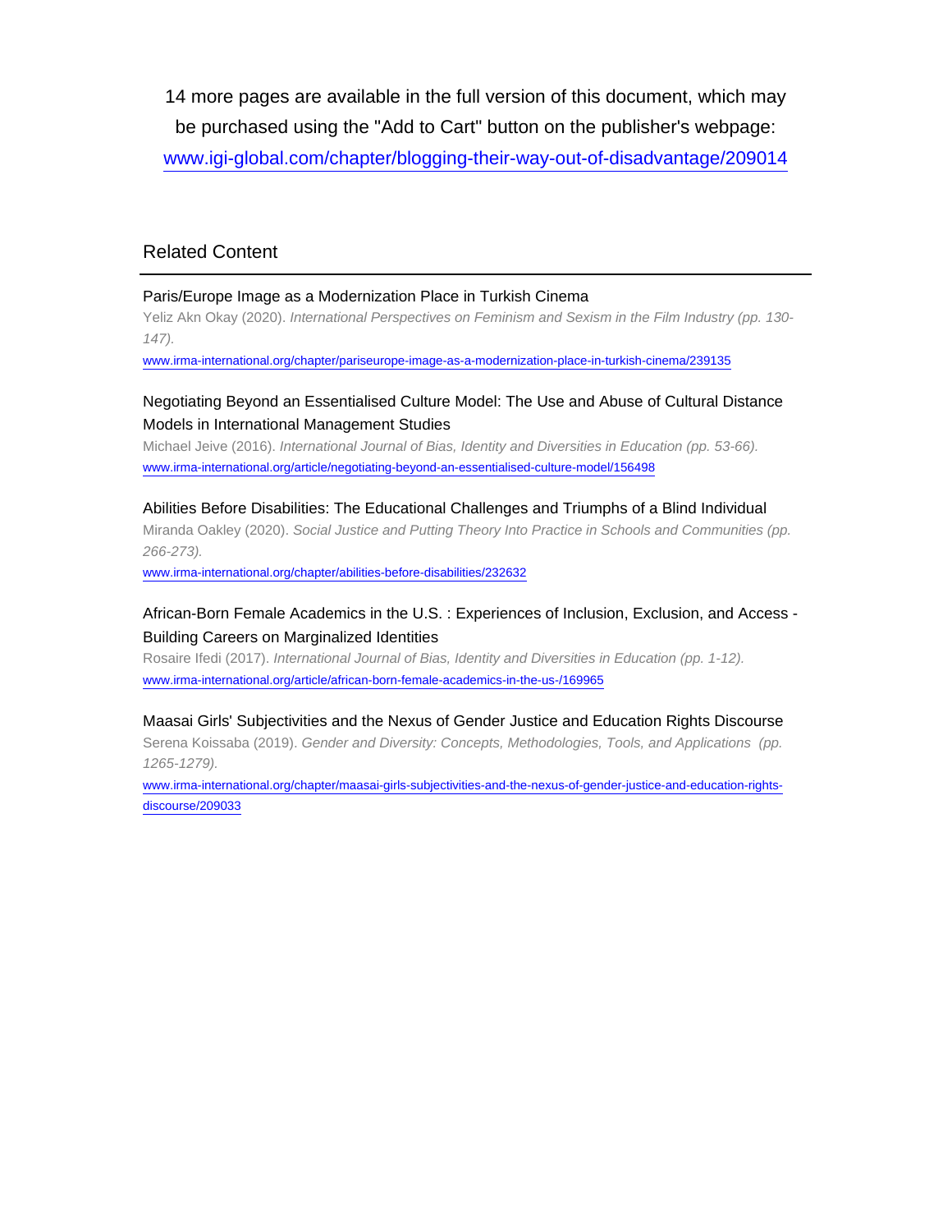14 more pages are available in the full version of this document, which may be purchased using the "Add to Cart" button on the publisher's webpage: www.igi-global.com/chapter/blogging-their-way-out-of-disadvantage/209014

## Related Content

Paris/Europe Image as a Modernization Place in Turkish Cinema
Yeliz Akn Okay (2020). *International Perspectives on Feminism and Sexism in the Film Industry (pp. 130-147).*
www.irma-international.org/chapter/pariseurope-image-as-a-modernization-place-in-turkish-cinema/239135

Negotiating Beyond an Essentialised Culture Model: The Use and Abuse of Cultural Distance Models in International Management Studies
Michael Jeive (2016). *International Journal of Bias, Identity and Diversities in Education (pp. 53-66).*
www.irma-international.org/article/negotiating-beyond-an-essentialised-culture-model/156498

Abilities Before Disabilities: The Educational Challenges and Triumphs of a Blind Individual
Miranda Oakley (2020). *Social Justice and Putting Theory Into Practice in Schools and Communities (pp. 266-273).*
www.irma-international.org/chapter/abilities-before-disabilities/232632

African-Born Female Academics in the U.S. : Experiences of Inclusion, Exclusion, and Access - Building Careers on Marginalized Identities
Rosaire Ifedi (2017). *International Journal of Bias, Identity and Diversities in Education (pp. 1-12).*
www.irma-international.org/article/african-born-female-academics-in-the-us-/169965

Maasai Girls' Subjectivities and the Nexus of Gender Justice and Education Rights Discourse
Serena Koissaba (2019). *Gender and Diversity: Concepts, Methodologies, Tools, and Applications (pp. 1265-1279).*
www.irma-international.org/chapter/maasai-girls-subjectivities-and-the-nexus-of-gender-justice-and-education-rights-discourse/209033